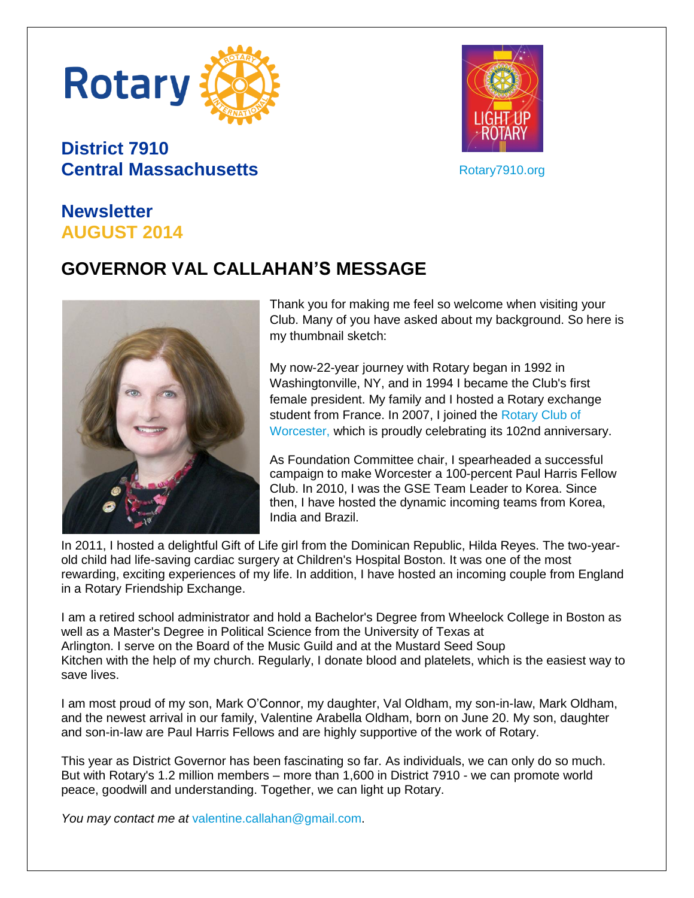Rotary

**District 7910**
**Central Massachusetts**

Rotary7910.org

## Newsletter
## AUGUST 2014

# GOVERNOR VAL CALLAHAN'S MESSAGE

Thank you for making me feel so welcome when visiting your Club. Many of you have asked about my background. So here is my thumbnail sketch:

My now-22-year journey with Rotary began in 1992 in Washingtonville, NY, and in 1994 I became the Club's first female president. My family and I hosted a Rotary exchange student from France. In 2007, I joined the Rotary Club of Worcester, which is proudly celebrating its 102nd anniversary.

As Foundation Committee chair, I spearheaded a successful campaign to make Worcester a 100-percent Paul Harris Fellow Club. In 2010, I was the GSE Team Leader to Korea. Since then, I have hosted the dynamic incoming teams from Korea, India and Brazil.

In 2011, I hosted a delightful Gift of Life girl from the Dominican Republic, Hilda Reyes. The two-year-old child had life-saving cardiac surgery at Children's Hospital Boston. It was one of the most rewarding, exciting experiences of my life. In addition, I have hosted an incoming couple from England in a Rotary Friendship Exchange.

I am a retired school administrator and hold a Bachelor's Degree from Wheelock College in Boston as well as a Master's Degree in Political Science from the University of Texas at Arlington. I serve on the Board of the Music Guild and at the Mustard Seed Soup Kitchen with the help of my church. Regularly, I donate blood and platelets, which is the easiest way to save lives.

I am most proud of my son, Mark O'Connor, my daughter, Val Oldham, my son-in-law, Mark Oldham, and the newest arrival in our family, Valentine Arabella Oldham, born on June 20. My son, daughter and son-in-law are Paul Harris Fellows and are highly supportive of the work of Rotary.

This year as District Governor has been fascinating so far. As individuals, we can only do so much. But with Rotary's 1.2 million members – more than 1,600 in District 7910 - we can promote world peace, goodwill and understanding. Together, we can light up Rotary.

*You may contact me at* valentine.callahan@gmail.com.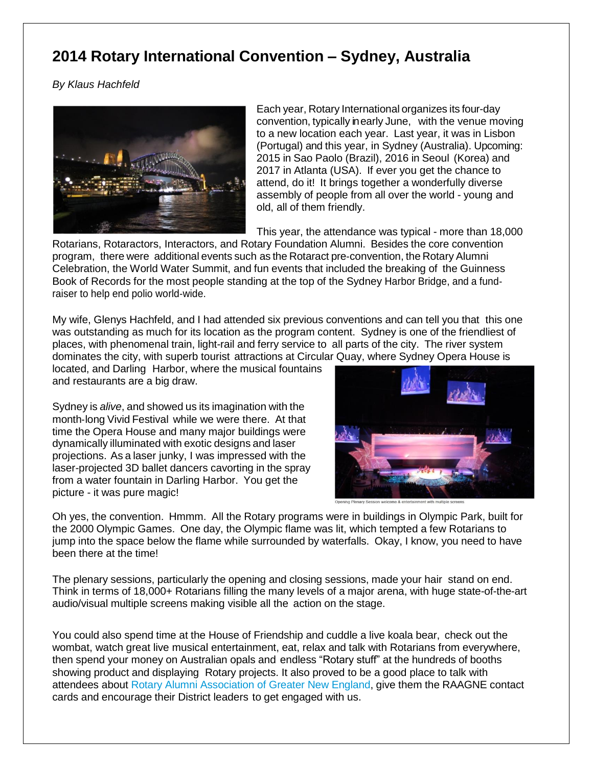# 2014 Rotary International Convention – Sydney, Australia

*By Klaus Hachfeld*

Each year, Rotary International organizes its four-day convention, typically in early June, with the venue moving to a new location each year. Last year, it was in Lisbon (Portugal) and this year, in Sydney (Australia). Upcoming: 2015 in Sao Paolo (Brazil), 2016 in Seoul (Korea) and 2017 in Atlanta (USA). If ever you get the chance to attend, do it! It brings together a wonderfully diverse assembly of people from all over the world - young and old, all of them friendly.

This year, the attendance was typical - more than 18,000 Rotarians, Rotaractors, Interactors, and Rotary Foundation Alumni. Besides the core convention program, there were additional events such as the Rotaract pre-convention, the Rotary Alumni Celebration, the World Water Summit, and fun events that included the breaking of the Guinness Book of Records for the most people standing at the top of the Sydney Harbor Bridge, and a fund-raiser to help end polio world-wide.

My wife, Glenys Hachfeld, and I had attended six previous conventions and can tell you that this one was outstanding as much for its location as the program content. Sydney is one of the friendliest of places, with phenomenal train, light-rail and ferry service to all parts of the city. The river system dominates the city, with superb tourist attractions at Circular Quay, where Sydney Opera House is located, and Darling Harbor, where the musical fountains and restaurants are a big draw.

Sydney is *alive*, and showed us its imagination with the month-long Vivid Festival while we were there. At that time the Opera House and many major buildings were dynamically illuminated with exotic designs and laser projections. As a laser junky, I was impressed with the laser-projected 3D ballet dancers cavorting in the spray from a water fountain in Darling Harbor. You get the picture - it was pure magic!

Opening Plenary Session welcome & entertainment with multiple screens

Oh yes, the convention. Hmmm. All the Rotary programs were in buildings in Olympic Park, built for the 2000 Olympic Games. One day, the Olympic flame was lit, which tempted a few Rotarians to jump into the space below the flame while surrounded by waterfalls. Okay, I know, you need to have been there at the time!

The plenary sessions, particularly the opening and closing sessions, made your hair stand on end. Think in terms of 18,000+ Rotarians filling the many levels of a major arena, with huge state-of-the-art audio/visual multiple screens making visible all the action on the stage.

You could also spend time at the House of Friendship and cuddle a live koala bear, check out the wombat, watch great live musical entertainment, eat, relax and talk with Rotarians from everywhere, then spend your money on Australian opals and endless "Rotary stuff" at the hundreds of booths showing product and displaying Rotary projects. It also proved to be a good place to talk with attendees about Rotary Alumni Association of Greater New England, give them the RAAGNE contact cards and encourage their District leaders to get engaged with us.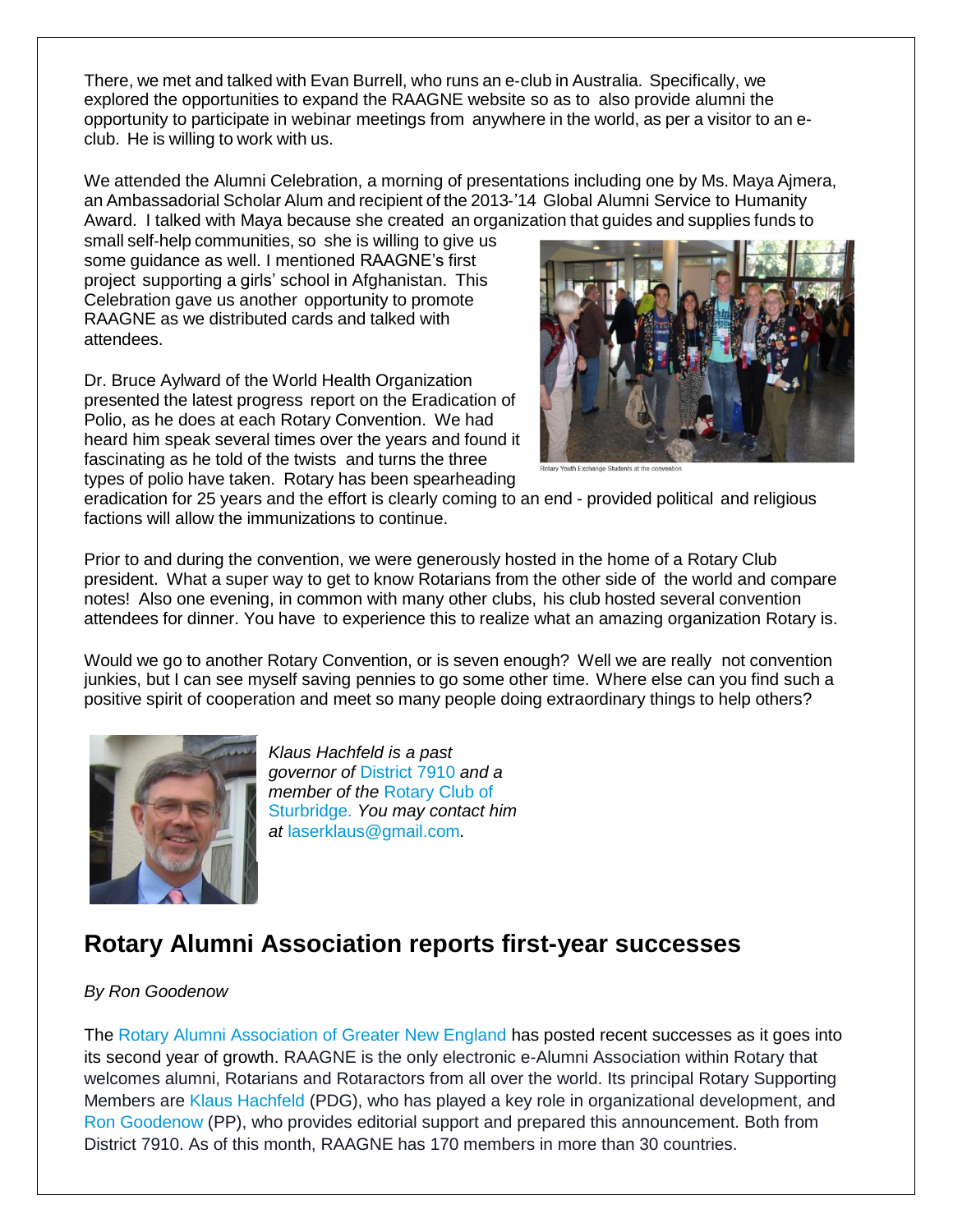There, we met and talked with Evan Burrell, who runs an e-club in Australia. Specifically, we explored the opportunities to expand the RAAGNE website so as to also provide alumni the opportunity to participate in webinar meetings from anywhere in the world, as per a visitor to an e-club. He is willing to work with us.

We attended the Alumni Celebration, a morning of presentations including one by Ms. Maya Ajmera, an Ambassadorial Scholar Alum and recipient of the 2013-'14 Global Alumni Service to Humanity Award. I talked with Maya because she created an organization that guides and supplies funds to small self-help communities, so she is willing to give us some guidance as well. I mentioned RAAGNE's first project supporting a girls' school in Afghanistan. This Celebration gave us another opportunity to promote RAAGNE as we distributed cards and talked with attendees.

Rotary Youth Exchange Students at the convention

Dr. Bruce Aylward of the World Health Organization presented the latest progress report on the Eradication of Polio, as he does at each Rotary Convention. We had heard him speak several times over the years and found it fascinating as he told of the twists and turns the three types of polio have taken. Rotary has been spearheading eradication for 25 years and the effort is clearly coming to an end - provided political and religious factions will allow the immunizations to continue.

Prior to and during the convention, we were generously hosted in the home of a Rotary Club president. What a super way to get to know Rotarians from the other side of the world and compare notes! Also one evening, in common with many other clubs, his club hosted several convention attendees for dinner. You have to experience this to realize what an amazing organization Rotary is.

Would we go to another Rotary Convention, or is seven enough? Well we are really not convention junkies, but I can see myself saving pennies to go some other time. Where else can you find such a positive spirit of cooperation and meet so many people doing extraordinary things to help others?

*Klaus Hachfeld is a past governor of* District 7910 *and a member of the* Rotary Club of Sturbridge. *You may contact him at* laserklaus@gmail.com.

## Rotary Alumni Association reports first-year successes

*By Ron Goodenow*

The Rotary Alumni Association of Greater New England has posted recent successes as it goes into its second year of growth. RAAGNE is the only electronic e-Alumni Association within Rotary that welcomes alumni, Rotarians and Rotaractors from all over the world. Its principal Rotary Supporting Members are Klaus Hachfeld (PDG), who has played a key role in organizational development, and Ron Goodenow (PP), who provides editorial support and prepared this announcement. Both from District 7910. As of this month, RAAGNE has 170 members in more than 30 countries.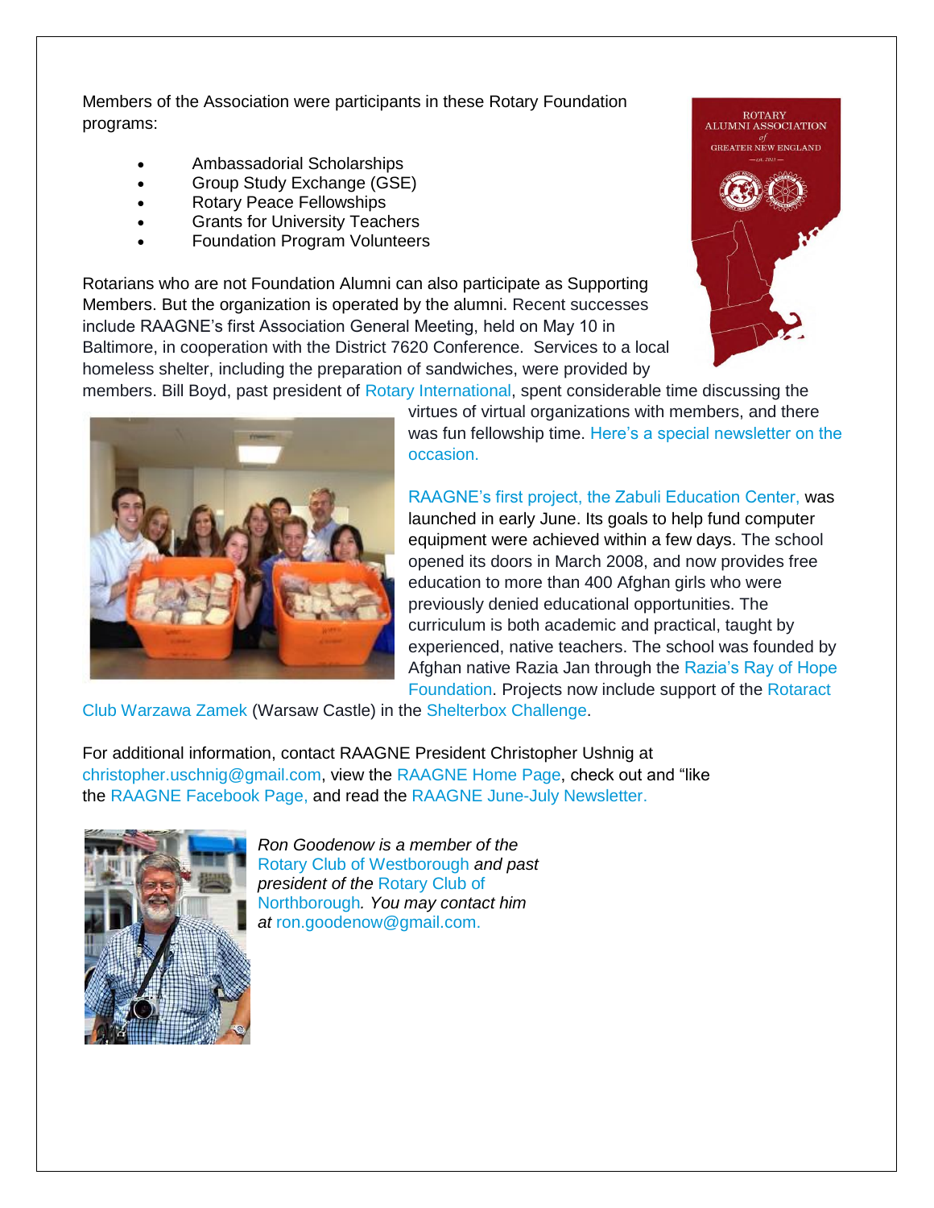Members of the Association were participants in these Rotary Foundation programs:

- Ambassadorial Scholarships
- Group Study Exchange (GSE)
- Rotary Peace Fellowships
- Grants for University Teachers
- Foundation Program Volunteers

Rotarians who are not Foundation Alumni can also participate as Supporting Members. But the organization is operated by the alumni. Recent successes include RAAGNE's first Association General Meeting, held on May 10 in Baltimore, in cooperation with the District 7620 Conference. Services to a local homeless shelter, including the preparation of sandwiches, were provided by members. Bill Boyd, past president of Rotary International, spent considerable time discussing the virtues of virtual organizations with members, and there was fun fellowship time. Here's a special newsletter on the occasion.

RAAGNE's first project, the Zabuli Education Center, was launched in early June. Its goals to help fund computer equipment were achieved within a few days. The school opened its doors in March 2008, and now provides free education to more than 400 Afghan girls who were previously denied educational opportunities. The curriculum is both academic and practical, taught by experienced, native teachers. The school was founded by Afghan native Razia Jan through the Razia's Ray of Hope Foundation. Projects now include support of the Rotaract Club Warzawa Zamek (Warsaw Castle) in the Shelterbox Challenge.

For additional information, contact RAAGNE President Christopher Ushnig at christopher.uschnig@gmail.com, view the RAAGNE Home Page, check out and "like the RAAGNE Facebook Page, and read the RAAGNE June-July Newsletter.

*Ron Goodenow is a member of the* Rotary Club of Westborough *and past president of the* Rotary Club of Northborough*. You may contact him at* ron.goodenow@gmail.com.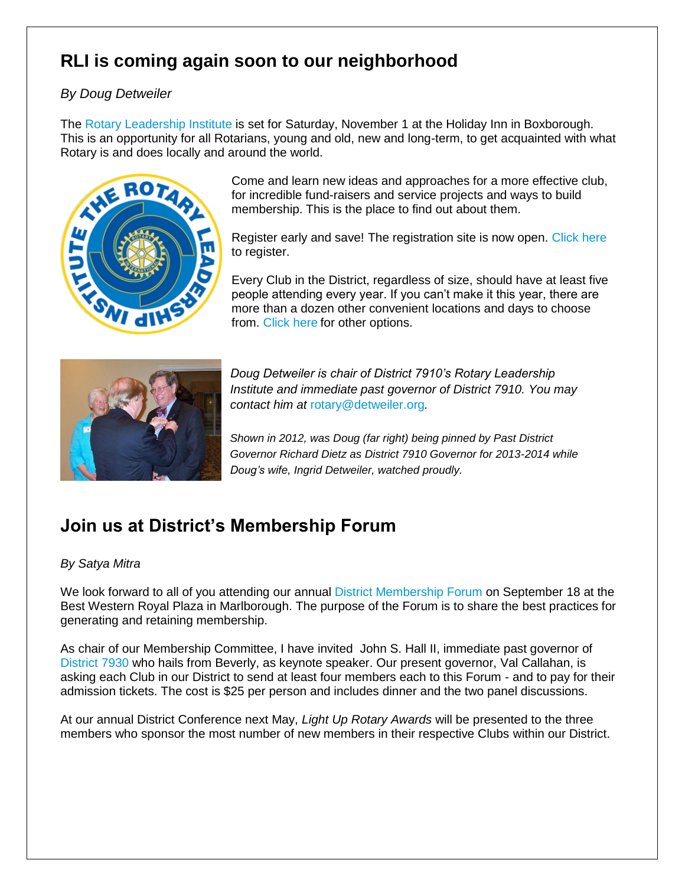## RLI is coming again soon to our neighborhood

*By Doug Detweiler*

The Rotary Leadership Institute is set for Saturday, November 1 at the Holiday Inn in Boxborough. This is an opportunity for all Rotarians, young and old, new and long-term, to get acquainted with what Rotary is and does locally and around the world.

Come and learn new ideas and approaches for a more effective club, for incredible fund-raisers and service projects and ways to build membership. This is the place to find out about them.

Register early and save! The registration site is now open. Click here to register.

Every Club in the District, regardless of size, should have at least five people attending every year. If you can't make it this year, there are more than a dozen other convenient locations and days to choose from. Click here for other options.

*Doug Detweiler is chair of District 7910's Rotary Leadership Institute and immediate past governor of District 7910. You may contact him at* rotary@detweiler.org*.*

*Shown in 2012, was Doug (far right) being pinned by Past District Governor Richard Dietz as District 7910 Governor for 2013-2014 while Doug's wife, Ingrid Detweiler, watched proudly.*

## Join us at District's Membership Forum

*By Satya Mitra*

We look forward to all of you attending our annual District Membership Forum on September 18 at the Best Western Royal Plaza in Marlborough. The purpose of the Forum is to share the best practices for generating and retaining membership.

As chair of our Membership Committee, I have invited John S. Hall II, immediate past governor of District 7930 who hails from Beverly, as keynote speaker. Our present governor, Val Callahan, is asking each Club in our District to send at least four members each to this Forum - and to pay for their admission tickets. The cost is $25 per person and includes dinner and the two panel discussions.

At our annual District Conference next May, *Light Up Rotary Awards* will be presented to the three members who sponsor the most number of new members in their respective Clubs within our District.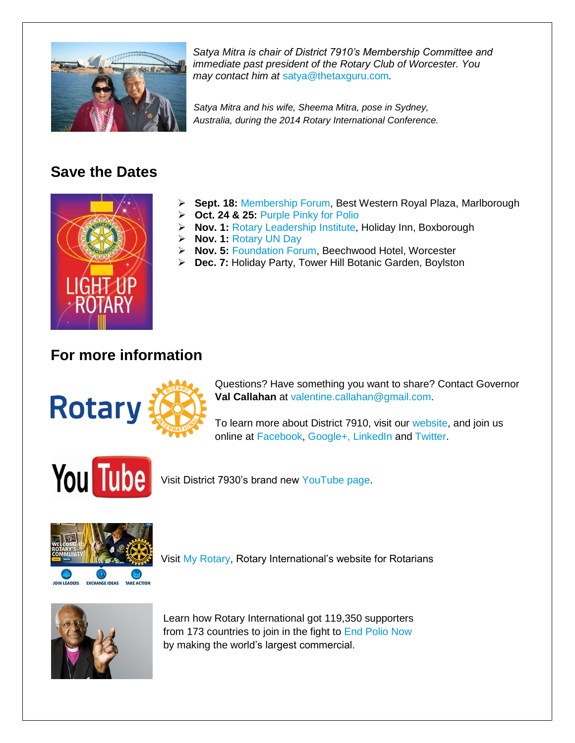*Satya Mitra is chair of District 7910's Membership Committee and immediate past president of the Rotary Club of Worcester. You may contact him at satya@thetaxguru.com.*

*Satya Mitra and his wife, Sheema Mitra, pose in Sydney, Australia, during the 2014 Rotary International Conference.*

## Save the Dates

- **Sept. 18:** Membership Forum, Best Western Royal Plaza, Marlborough
- **Oct. 24 & 25:** Purple Pinky for Polio
- **Nov. 1:** Rotary Leadership Institute, Holiday Inn, Boxborough
- **Nov. 1:** Rotary UN Day
- **Nov. 5:** Foundation Forum, Beechwood Hotel, Worcester
- **Dec. 7:** Holiday Party, Tower Hill Botanic Garden, Boylston

## For more information

Questions? Have something you want to share? Contact Governor **Val Callahan** at valentine.callahan@gmail.com.

To learn more about District 7910, visit our website, and join us online at Facebook, Google+, LinkedIn and Twitter.

Visit District 7930's brand new YouTube page.

Visit My Rotary, Rotary International's website for Rotarians

Learn how Rotary International got 119,350 supporters from 173 countries to join in the fight to End Polio Now by making the world's largest commercial.